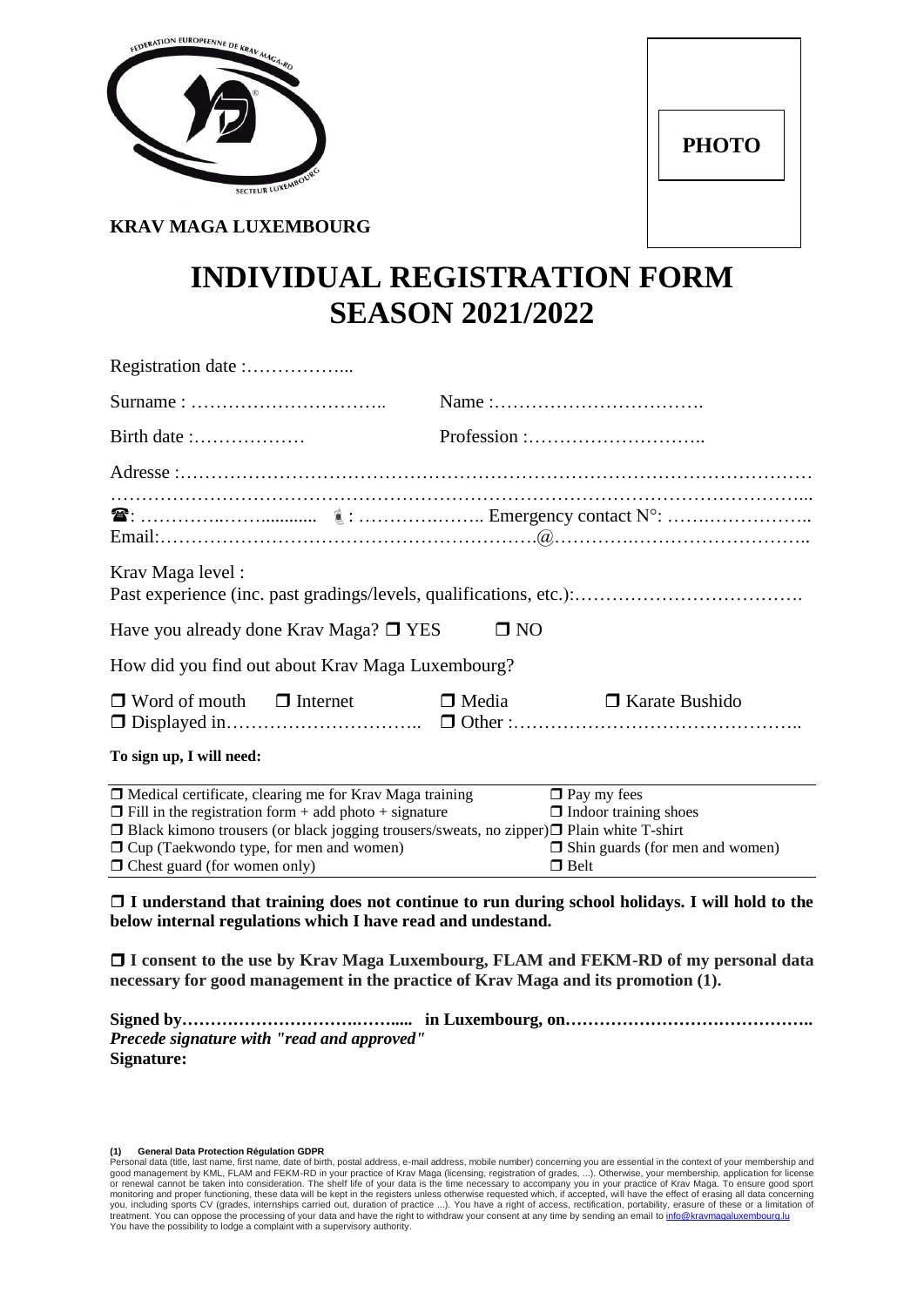KRAV MAGA LUXEMBOURG

PHOTO

# INDIVIDUAL REGISTRATION FORM
# SEASON 2021/2022

Registration date :……………...

Surname : …………………………..  Name :…………………………….

Birth date :………………  Profession :………………………..

Adresse :………………………………………………………………………………………
…………………………………………………………………………………………………...

☎: …………..……..........  📱: ………….…….. Emergency contact N°: …….………………..

Email:………………………………………………….@……….………………………..

Krav Maga level :

Past experience (inc. past gradings/levels, qualifications, etc.):……………………………….

Have you already done Krav Maga? ❒ YES  ❒ NO

How did you find out about Krav Maga Luxembourg?

❒ Word of mouth  ❒ Internet  ❒ Media  ❒ Karate Bushido

❒ Displayed in…………………………..  ❒ Other :………………………………………..

**To sign up, I will need:**

| | |
|---|---|
| ❒ Medical certificate, clearing me for Krav Maga training | ❒ Pay my fees |
| ❒ Fill in the registration form + add photo + signature | ❒ Indoor training shoes |
| ❒ Black kimono trousers (or black jogging trousers/sweats, no zipper) | ❒ Plain white T-shirt |
| ❒ Cup (Taekwondo type, for men and women) | ❒ Shin guards (for men and women) |
| ❒ Chest guard (for women only) | ❒ Belt |

**❒ I understand that training does not continue to run during school holidays. I will hold to the below internal regulations which I have read and undestand.**

**❒ I consent to the use by Krav Maga Luxembourg, FLAM and FEKM-RD of my personal data necessary for good management in the practice of Krav Maga and its promotion (1).**

**Signed by……………………….……..... in Luxembourg, on…………………………………..**
***Precede signature with "read and approved"***
**Signature:**

**(1) General Data Protection Régulation GDPR**
Personal data (title, last name, first name, date of birth, postal address, e-mail address, mobile number) concerning you are essential in the context of your membership and good management by KML, FLAM and FEKM-RD in your practice of Krav Maga (licensing, registration of grades, ...). Otherwise, your membership, application for license or renewal cannot be taken into consideration. The shelf life of your data is the time necessary to accompany you in your practice of Krav Maga. To ensure good sport monitoring and proper functioning, these data will be kept in the registers unless otherwise requested which, if accepted, will have the effect of erasing all data concerning you, including sports CV (grades, internships carried out, duration of practice ...). You have a right of access, rectification, portability, erasure of these or a limitation of treatment. You can oppose the processing of your data and have the right to withdraw your consent at any time by sending an email to info@kravmagaluxembourg.lu
You have the possibility to lodge a complaint with a supervisory authority.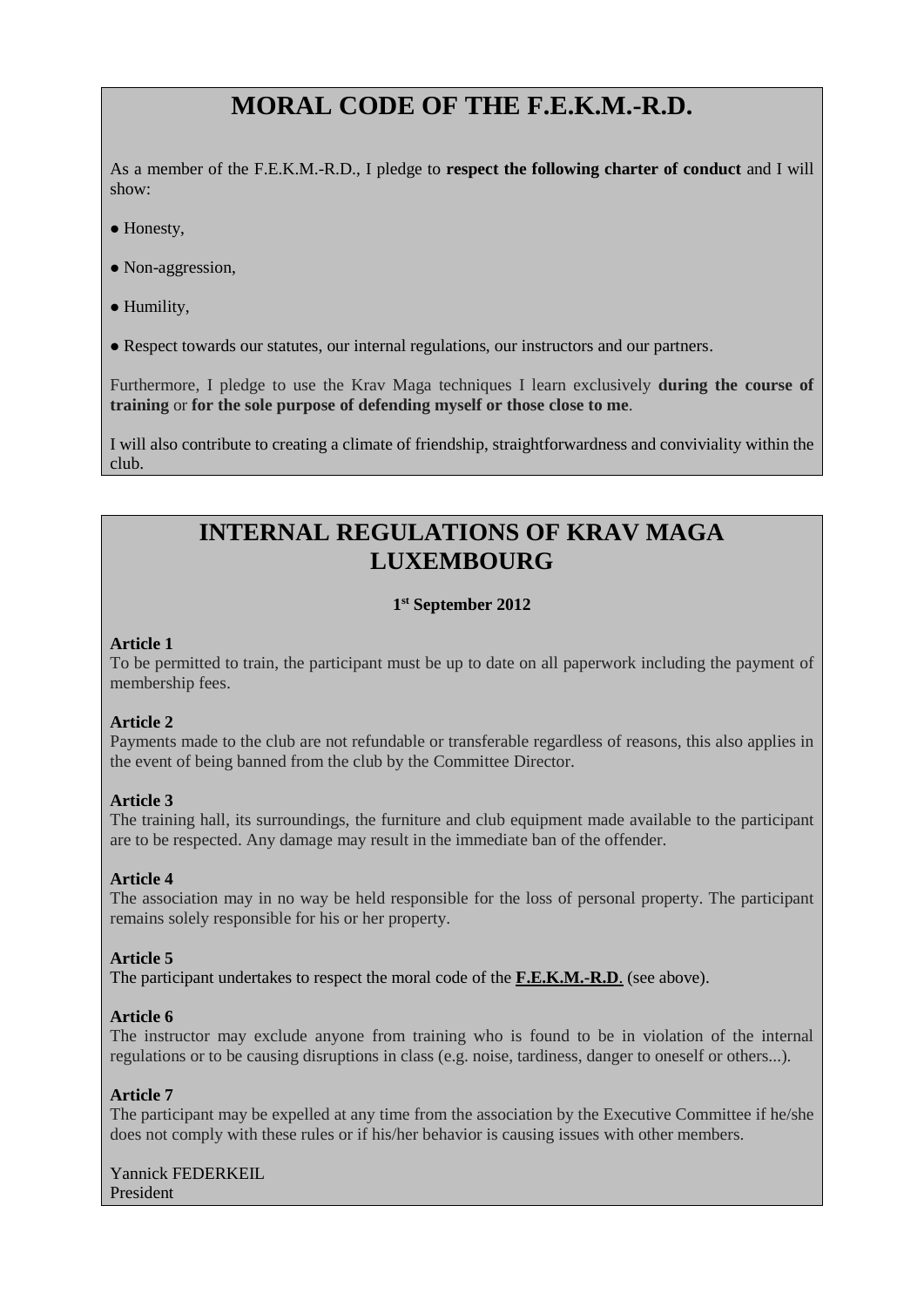# MORAL CODE OF THE F.E.K.M.-R.D.

As a member of the F.E.K.M.-R.D., I pledge to **respect the following charter of conduct** and I will show:

- Honesty,
- Non-aggression,
- Humility,
- Respect towards our statutes, our internal regulations, our instructors and our partners.

Furthermore, I pledge to use the Krav Maga techniques I learn exclusively **during the course of training** or **for the sole purpose of defending myself or those close to me**.

I will also contribute to creating a climate of friendship, straightforwardness and conviviality within the club.

# INTERNAL REGULATIONS OF KRAV MAGA LUXEMBOURG

**1st September 2012**

**Article 1**
To be permitted to train, the participant must be up to date on all paperwork including the payment of membership fees.

**Article 2**
Payments made to the club are not refundable or transferable regardless of reasons, this also applies in the event of being banned from the club by the Committee Director.

**Article 3**
The training hall, its surroundings, the furniture and club equipment made available to the participant are to be respected. Any damage may result in the immediate ban of the offender.

**Article 4**
The association may in no way be held responsible for the loss of personal property. The participant remains solely responsible for his or her property.

**Article 5**
The participant undertakes to respect the moral code of the **F.E.K.M.-R.D**. (see above).

**Article 6**
The instructor may exclude anyone from training who is found to be in violation of the internal regulations or to be causing disruptions in class (e.g. noise, tardiness, danger to oneself or others...).

**Article 7**
The participant may be expelled at any time from the association by the Executive Committee if he/she does not comply with these rules or if his/her behavior is causing issues with other members.

Yannick FEDERKEIL
President